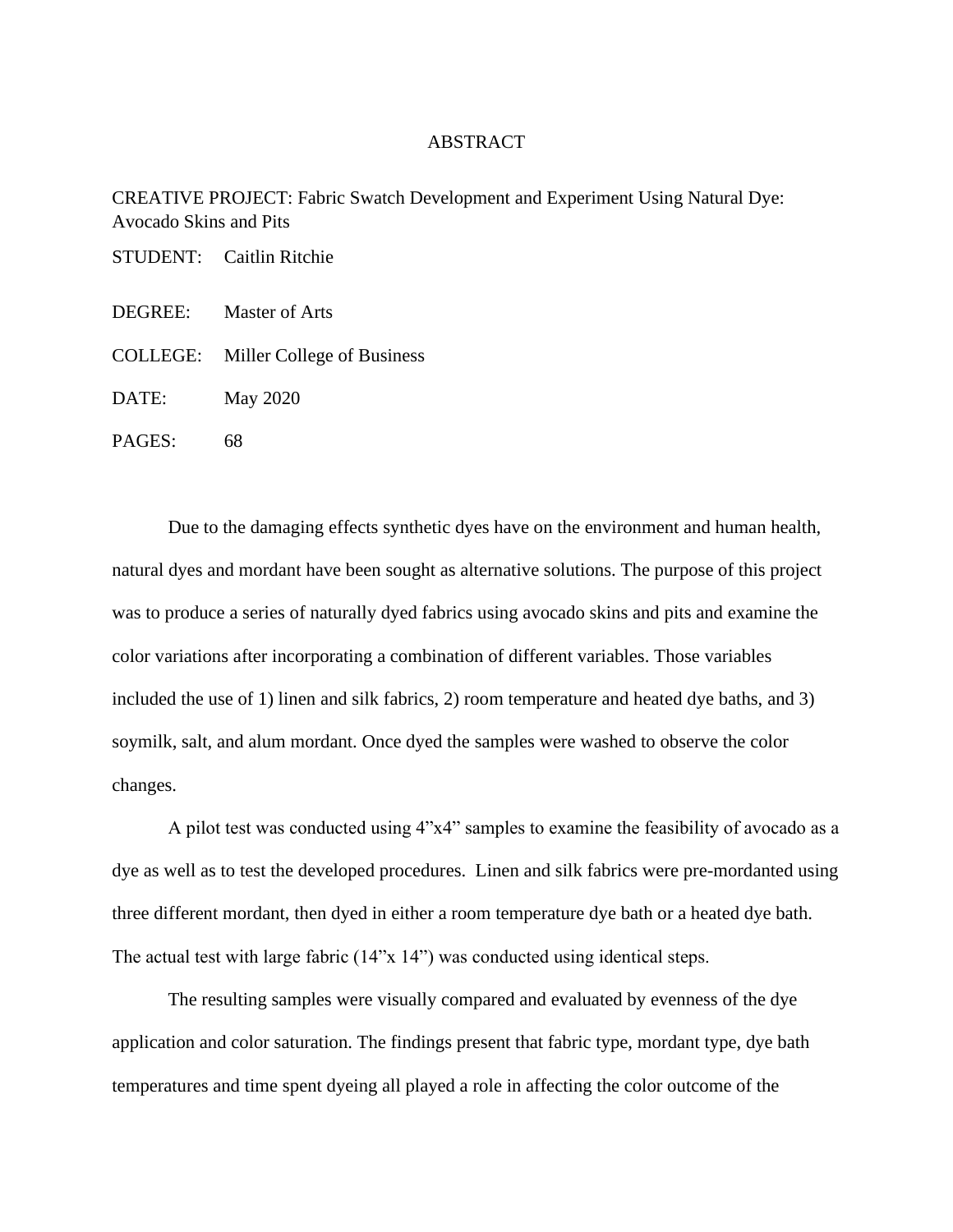# ABSTRACT

CREATIVE PROJECT: Fabric Swatch Development and Experiment Using Natural Dye: Avocado Skins and Pits

STUDENT: Caitlin Ritchie

DEGREE: Master of Arts

COLLEGE: Miller College of Business

DATE: May 2020

PAGES: 68

Due to the damaging effects synthetic dyes have on the environment and human health, natural dyes and mordant have been sought as alternative solutions. The purpose of this project was to produce a series of naturally dyed fabrics using avocado skins and pits and examine the color variations after incorporating a combination of different variables. Those variables included the use of 1) linen and silk fabrics, 2) room temperature and heated dye baths, and 3) soymilk, salt, and alum mordant. Once dyed the samples were washed to observe the color changes.

A pilot test was conducted using 4"x4" samples to examine the feasibility of avocado as a dye as well as to test the developed procedures. Linen and silk fabrics were pre-mordanted using three different mordant, then dyed in either a room temperature dye bath or a heated dye bath. The actual test with large fabric (14"x 14") was conducted using identical steps.

The resulting samples were visually compared and evaluated by evenness of the dye application and color saturation. The findings present that fabric type, mordant type, dye bath temperatures and time spent dyeing all played a role in affecting the color outcome of the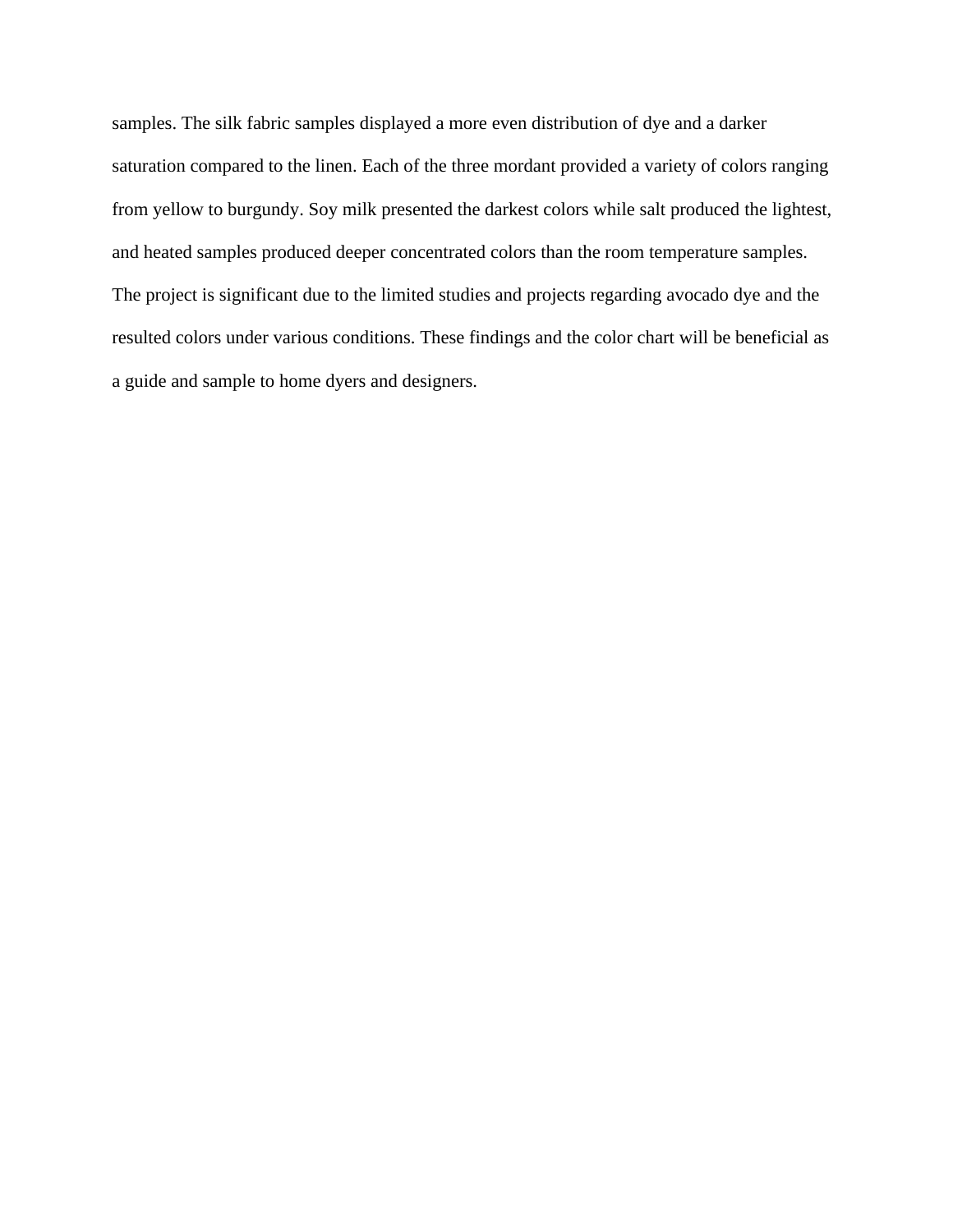samples. The silk fabric samples displayed a more even distribution of dye and a darker saturation compared to the linen. Each of the three mordant provided a variety of colors ranging from yellow to burgundy. Soy milk presented the darkest colors while salt produced the lightest, and heated samples produced deeper concentrated colors than the room temperature samples. The project is significant due to the limited studies and projects regarding avocado dye and the resulted colors under various conditions. These findings and the color chart will be beneficial as a guide and sample to home dyers and designers.